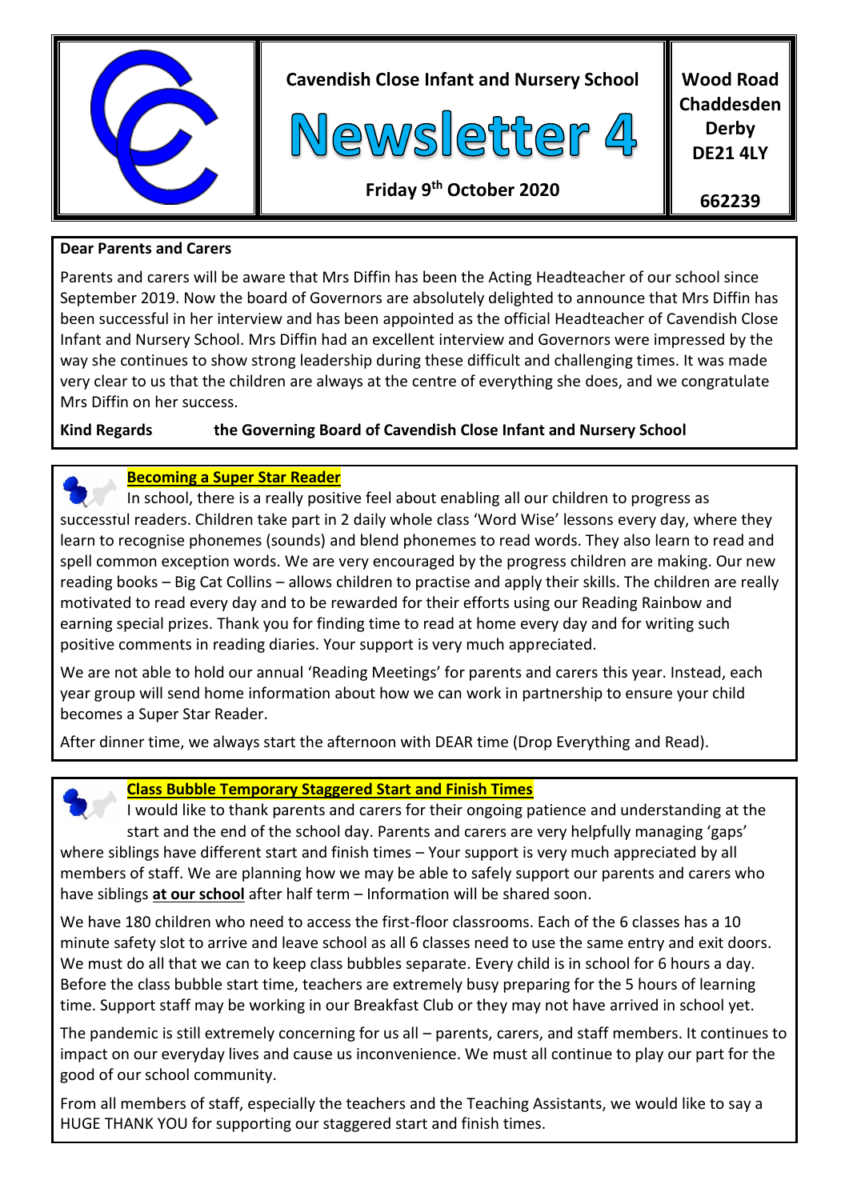# Cavendish Close Infant and Nursery School

# Newsletter 4

**Friday 9th October 2020**

**Wood Road**
**Chaddesden**
**Derby**
**DE21 4LY**

**662239**

**Dear Parents and Carers**

Parents and carers will be aware that Mrs Diffin has been the Acting Headteacher of our school since September 2019. Now the board of Governors are absolutely delighted to announce that Mrs Diffin has been successful in her interview and has been appointed as the official Headteacher of Cavendish Close Infant and Nursery School. Mrs Diffin had an excellent interview and Governors were impressed by the way she continues to show strong leadership during these difficult and challenging times. It was made very clear to us that the children are always at the centre of everything she does, and we congratulate Mrs Diffin on her success.

**Kind Regards the Governing Board of Cavendish Close Infant and Nursery School**

## Becoming a Super Star Reader

In school, there is a really positive feel about enabling all our children to progress as successful readers. Children take part in 2 daily whole class 'Word Wise' lessons every day, where they learn to recognise phonemes (sounds) and blend phonemes to read words. They also learn to read and spell common exception words. We are very encouraged by the progress children are making. Our new reading books – Big Cat Collins – allows children to practise and apply their skills. The children are really motivated to read every day and to be rewarded for their efforts using our Reading Rainbow and earning special prizes. Thank you for finding time to read at home every day and for writing such positive comments in reading diaries. Your support is very much appreciated.

We are not able to hold our annual 'Reading Meetings' for parents and carers this year. Instead, each year group will send home information about how we can work in partnership to ensure your child becomes a Super Star Reader.

After dinner time, we always start the afternoon with DEAR time (Drop Everything and Read).

## Class Bubble Temporary Staggered Start and Finish Times

I would like to thank parents and carers for their ongoing patience and understanding at the start and the end of the school day. Parents and carers are very helpfully managing 'gaps' where siblings have different start and finish times – Your support is very much appreciated by all members of staff. We are planning how we may be able to safely support our parents and carers who have siblings **at our school** after half term – Information will be shared soon.

We have 180 children who need to access the first-floor classrooms. Each of the 6 classes has a 10 minute safety slot to arrive and leave school as all 6 classes need to use the same entry and exit doors. We must do all that we can to keep class bubbles separate. Every child is in school for 6 hours a day. Before the class bubble start time, teachers are extremely busy preparing for the 5 hours of learning time. Support staff may be working in our Breakfast Club or they may not have arrived in school yet.

The pandemic is still extremely concerning for us all – parents, carers, and staff members. It continues to impact on our everyday lives and cause us inconvenience. We must all continue to play our part for the good of our school community.

From all members of staff, especially the teachers and the Teaching Assistants, we would like to say a HUGE THANK YOU for supporting our staggered start and finish times.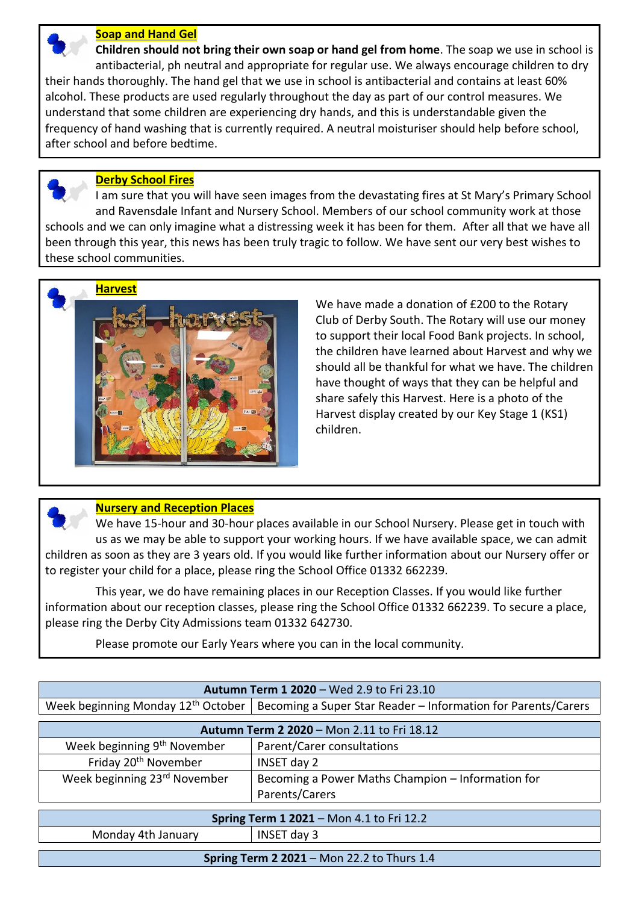## Soap and Hand Gel

**Children should not bring their own soap or hand gel from home**. The soap we use in school is antibacterial, ph neutral and appropriate for regular use. We always encourage children to dry their hands thoroughly. The hand gel that we use in school is antibacterial and contains at least 60% alcohol. These products are used regularly throughout the day as part of our control measures. We understand that some children are experiencing dry hands, and this is understandable given the frequency of hand washing that is currently required. A neutral moisturiser should help before school, after school and before bedtime.

## Derby School Fires

I am sure that you will have seen images from the devastating fires at St Mary's Primary School and Ravensdale Infant and Nursery School. Members of our school community work at those schools and we can only imagine what a distressing week it has been for them. After all that we have all been through this year, this news has been truly tragic to follow. We have sent our very best wishes to these school communities.

## Harvest

We have made a donation of £200 to the Rotary Club of Derby South. The Rotary will use our money to support their local Food Bank projects. In school, the children have learned about Harvest and why we should all be thankful for what we have. The children have thought of ways that they can be helpful and share safely this Harvest. Here is a photo of the Harvest display created by our Key Stage 1 (KS1) children.

## Nursery and Reception Places

We have 15-hour and 30-hour places available in our School Nursery. Please get in touch with us as we may be able to support your working hours. If we have available space, we can admit children as soon as they are 3 years old. If you would like further information about our Nursery offer or to register your child for a place, please ring the School Office 01332 662239.

This year, we do have remaining places in our Reception Classes. If you would like further information about our reception classes, please ring the School Office 01332 662239. To secure a place, please ring the Derby City Admissions team 01332 642730.

Please promote our Early Years where you can in the local community.

| | |
|---|---|
| **Autumn Term 1 2020** – Wed 2.9 to Fri 23.10 | |
| Week beginning Monday 12th October | Becoming a Super Star Reader – Information for Parents/Carers |
| **Autumn Term 2 2020** – Mon 2.11 to Fri 18.12 | |
| Week beginning 9th November | Parent/Carer consultations |
| Friday 20th November | INSET day 2 |
| Week beginning 23rd November | Becoming a Power Maths Champion – Information for Parents/Carers |
| **Spring Term 1 2021** – Mon 4.1 to Fri 12.2 | |
| Monday 4th January | INSET day 3 |
| **Spring Term 2 2021** – Mon 22.2 to Thurs 1.4 | |